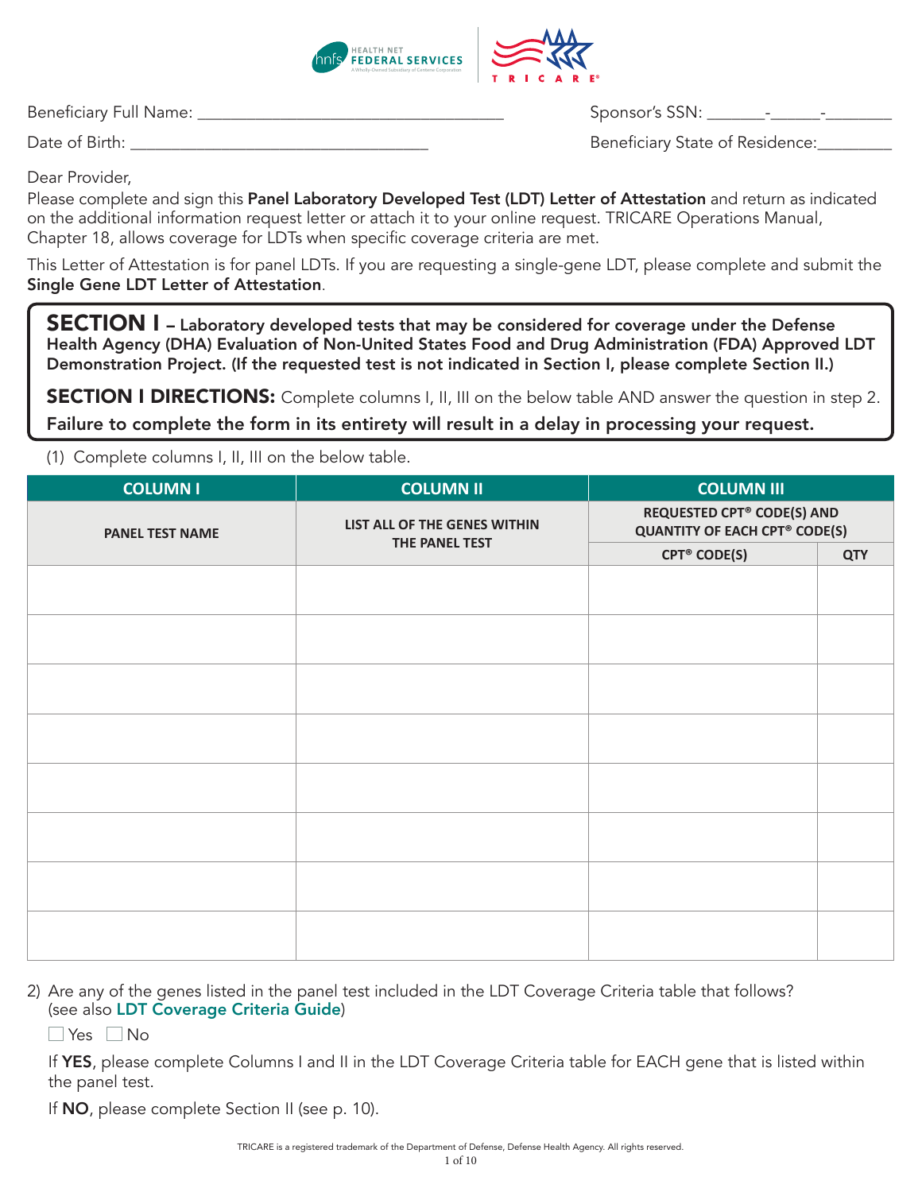Beneficiary Full Name: ___________________________________ Sponsor's SSN: _______-______-________

Date of Birth: ___________________________________ Beneficiary State of Residence:________

Dear Provider,

Please complete and sign this **Panel Laboratory Developed Test (LDT) Letter of Attestation** and return as indicated on the additional information request letter or attach it to your online request. TRICARE Operations Manual, Chapter 18, allows coverage for LDTs when specific coverage criteria are met.

This Letter of Attestation is for panel LDTs. If you are requesting a single-gene LDT, please complete and submit the **Single Gene LDT Letter of Attestation**.

## SECTION I – Laboratory developed tests that may be considered for coverage under the Defense Health Agency (DHA) Evaluation of Non-United States Food and Drug Administration (FDA) Approved LDT Demonstration Project. (If the requested test is not indicated in Section I, please complete Section II.)

**SECTION I DIRECTIONS:** Complete columns I, II, III on the below table AND answer the question in step 2.

**Failure to complete the form in its entirety will result in a delay in processing your request.**

(1) Complete columns I, II, III on the below table.

| COLUMN I | COLUMN II | COLUMN III | |
|---|---|---|---|
| PANEL TEST NAME | LIST ALL OF THE GENES WITHIN THE PANEL TEST | REQUESTED CPT® CODE(S) AND QUANTITY OF EACH CPT® CODE(S) | |
| | | CPT® CODE(S) | QTY |
| | | | |
| | | | |
| | | | |
| | | | |
| | | | |
| | | | |
| | | | |
| | | | |

2) Are any of the genes listed in the panel test included in the LDT Coverage Criteria table that follows? (see also **LDT Coverage Criteria Guide**)

☐ Yes ☐ No

If **YES**, please complete Columns I and II in the LDT Coverage Criteria table for EACH gene that is listed within the panel test.

If **NO**, please complete Section II (see p. 10).

TRICARE is a registered trademark of the Department of Defense, Defense Health Agency. All rights reserved.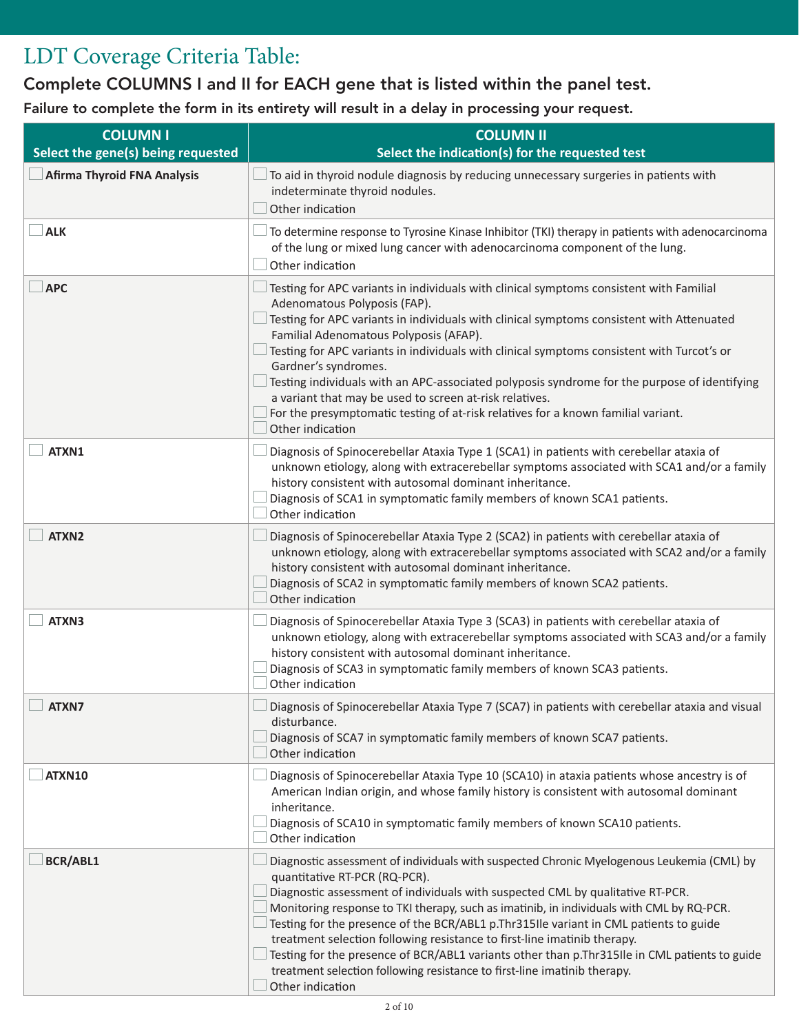# LDT Coverage Criteria Table:

### Complete COLUMNS I and II for EACH gene that is listed within the panel test.

**Failure to complete the form in its entirety will result in a delay in processing your request.**

| COLUMN I<br>Select the gene(s) being requested | COLUMN II<br>Select the indication(s) for the requested test |
|---|---|
| ☐ **Afirma Thyroid FNA Analysis** | ☐ To aid in thyroid nodule diagnosis by reducing unnecessary surgeries in patients with indeterminate thyroid nodules.<br>☐ Other indication |
| ☐ **ALK** | ☐ To determine response to Tyrosine Kinase Inhibitor (TKI) therapy in patients with adenocarcinoma of the lung or mixed lung cancer with adenocarcinoma component of the lung.<br>☐ Other indication |
| ☐ **APC** | ☐ Testing for APC variants in individuals with clinical symptoms consistent with Familial Adenomatous Polyposis (FAP).<br>☐ Testing for APC variants in individuals with clinical symptoms consistent with Attenuated Familial Adenomatous Polyposis (AFAP).<br>☐ Testing for APC variants in individuals with clinical symptoms consistent with Turcot's or Gardner's syndromes.<br>☐ Testing individuals with an APC-associated polyposis syndrome for the purpose of identifying a variant that may be used to screen at-risk relatives.<br>☐ For the presymptomatic testing of at-risk relatives for a known familial variant.<br>☐ Other indication |
| ☐ **ATXN1** | ☐ Diagnosis of Spinocerebellar Ataxia Type 1 (SCA1) in patients with cerebellar ataxia of unknown etiology, along with extracerebellar symptoms associated with SCA1 and/or a family history consistent with autosomal dominant inheritance.<br>☐ Diagnosis of SCA1 in symptomatic family members of known SCA1 patients.<br>☐ Other indication |
| ☐ **ATXN2** | ☐ Diagnosis of Spinocerebellar Ataxia Type 2 (SCA2) in patients with cerebellar ataxia of unknown etiology, along with extracerebellar symptoms associated with SCA2 and/or a family history consistent with autosomal dominant inheritance.<br>☐ Diagnosis of SCA2 in symptomatic family members of known SCA2 patients.<br>☐ Other indication |
| ☐ **ATXN3** | ☐ Diagnosis of Spinocerebellar Ataxia Type 3 (SCA3) in patients with cerebellar ataxia of unknown etiology, along with extracerebellar symptoms associated with SCA3 and/or a family history consistent with autosomal dominant inheritance.<br>☐ Diagnosis of SCA3 in symptomatic family members of known SCA3 patients.<br>☐ Other indication |
| ☐ **ATXN7** | ☐ Diagnosis of Spinocerebellar Ataxia Type 7 (SCA7) in patients with cerebellar ataxia and visual disturbance.<br>☐ Diagnosis of SCA7 in symptomatic family members of known SCA7 patients.<br>☐ Other indication |
| ☐ **ATXN10** | ☐ Diagnosis of Spinocerebellar Ataxia Type 10 (SCA10) in ataxia patients whose ancestry is of American Indian origin, and whose family history is consistent with autosomal dominant inheritance.<br>☐ Diagnosis of SCA10 in symptomatic family members of known SCA10 patients.<br>☐ Other indication |
| ☐ **BCR/ABL1** | ☐ Diagnostic assessment of individuals with suspected Chronic Myelogenous Leukemia (CML) by quantitative RT-PCR (RQ-PCR).<br>☐ Diagnostic assessment of individuals with suspected CML by qualitative RT-PCR.<br>☐ Monitoring response to TKI therapy, such as imatinib, in individuals with CML by RQ-PCR.<br>☐ Testing for the presence of the BCR/ABL1 p.Thr315Ile variant in CML patients to guide treatment selection following resistance to first-line imatinib therapy.<br>☐ Testing for the presence of BCR/ABL1 variants other than p.Thr315Ile in CML patients to guide treatment selection following resistance to first-line imatinib therapy.<br>☐ Other indication |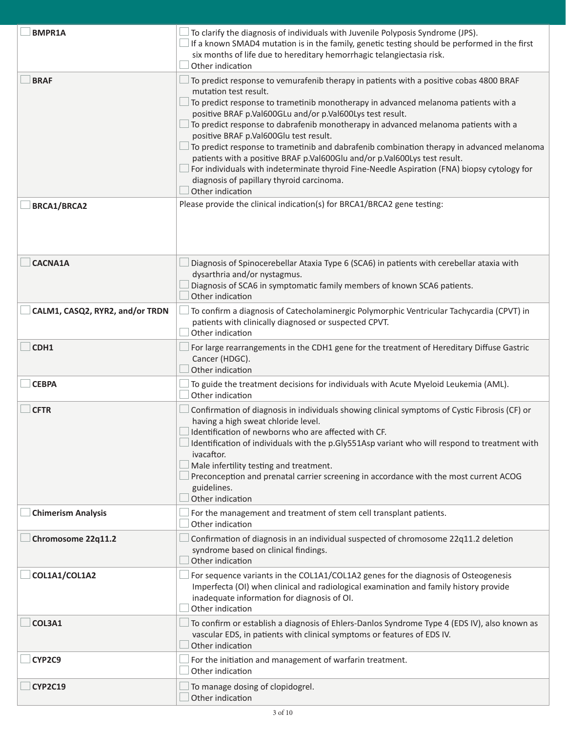| | |
|---|---|
| ☐ **BMPR1A** | ☐ To clarify the diagnosis of individuals with Juvenile Polyposis Syndrome (JPS).<br>☐ If a known SMAD4 mutation is in the family, genetic testing should be performed in the first six months of life due to hereditary hemorrhagic telangiectasia risk.<br>☐ Other indication |
| ☐ **BRAF** | ☐ To predict response to vemurafenib therapy in patients with a positive cobas 4800 BRAF mutation test result.<br>☐ To predict response to trametinib monotherapy in advanced melanoma patients with a positive BRAF p.Val600GLu and/or p.Val600Lys test result.<br>☐ To predict response to dabrafenib monotherapy in advanced melanoma patients with a positive BRAF p.Val600Glu test result.<br>☐ To predict response to trametinib and dabrafenib combination therapy in advanced melanoma patients with a positive BRAF p.Val600Glu and/or p.Val600Lys test result.<br>☐ For individuals with indeterminate thyroid Fine-Needle Aspiration (FNA) biopsy cytology for diagnosis of papillary thyroid carcinoma.<br>☐ Other indication |
| ☐ **BRCA1/BRCA2** | Please provide the clinical indication(s) for BRCA1/BRCA2 gene testing: |
| ☐ **CACNA1A** | ☐ Diagnosis of Spinocerebellar Ataxia Type 6 (SCA6) in patients with cerebellar ataxia with dysarthria and/or nystagmus.<br>☐ Diagnosis of SCA6 in symptomatic family members of known SCA6 patients.<br>☐ Other indication |
| ☐ **CALM1, CASQ2, RYR2, and/or TRDN** | ☐ To confirm a diagnosis of Catecholaminergic Polymorphic Ventricular Tachycardia (CPVT) in patients with clinically diagnosed or suspected CPVT.<br>☐ Other indication |
| ☐ **CDH1** | ☐ For large rearrangements in the CDH1 gene for the treatment of Hereditary Diffuse Gastric Cancer (HDGC).<br>☐ Other indication |
| ☐ **CEBPA** | ☐ To guide the treatment decisions for individuals with Acute Myeloid Leukemia (AML).<br>☐ Other indication |
| ☐ **CFTR** | ☐ Confirmation of diagnosis in individuals showing clinical symptoms of Cystic Fibrosis (CF) or having a high sweat chloride level.<br>☐ Identification of newborns who are affected with CF.<br>☐ Identification of individuals with the p.Gly551Asp variant who will respond to treatment with ivacaftor.<br>☐ Male infertility testing and treatment.<br>☐ Preconception and prenatal carrier screening in accordance with the most current ACOG guidelines.<br>☐ Other indication |
| ☐ **Chimerism Analysis** | ☐ For the management and treatment of stem cell transplant patients.<br>☐ Other indication |
| ☐ **Chromosome 22q11.2** | ☐ Confirmation of diagnosis in an individual suspected of chromosome 22q11.2 deletion syndrome based on clinical findings.<br>☐ Other indication |
| ☐ **COL1A1/COL1A2** | ☐ For sequence variants in the COL1A1/COL1A2 genes for the diagnosis of Osteogenesis Imperfecta (OI) when clinical and radiological examination and family history provide inadequate information for diagnosis of OI.<br>☐ Other indication |
| ☐ **COL3A1** | ☐ To confirm or establish a diagnosis of Ehlers-Danlos Syndrome Type 4 (EDS IV), also known as vascular EDS, in patients with clinical symptoms or features of EDS IV.<br>☐ Other indication |
| ☐ **CYP2C9** | ☐ For the initiation and management of warfarin treatment.<br>☐ Other indication |
| ☐ **CYP2C19** | ☐ To manage dosing of clopidogrel.<br>☐ Other indication |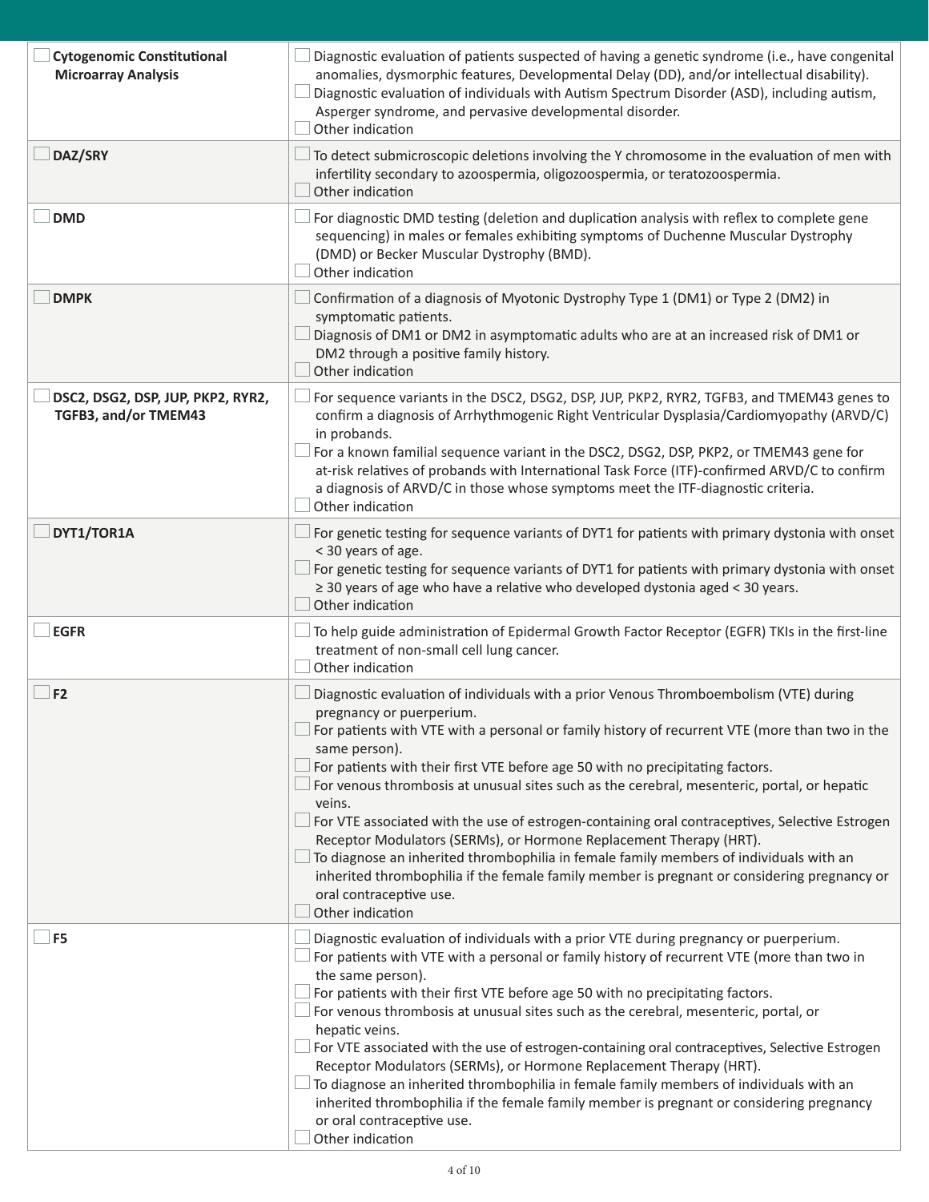| | |
|---|---|
| ☐ **Cytogenomic Constitutional Microarray Analysis** | ☐ Diagnostic evaluation of patients suspected of having a genetic syndrome (i.e., have congenital anomalies, dysmorphic features, Developmental Delay (DD), and/or intellectual disability).<br>☐ Diagnostic evaluation of individuals with Autism Spectrum Disorder (ASD), including autism, Asperger syndrome, and pervasive developmental disorder.<br>☐ Other indication |
| ☐ **DAZ/SRY** | ☐ To detect submicroscopic deletions involving the Y chromosome in the evaluation of men with infertility secondary to azoospermia, oligozoospermia, or teratozoospermia.<br>☐ Other indication |
| ☐ **DMD** | ☐ For diagnostic DMD testing (deletion and duplication analysis with reflex to complete gene sequencing) in males or females exhibiting symptoms of Duchenne Muscular Dystrophy (DMD) or Becker Muscular Dystrophy (BMD).<br>☐ Other indication |
| ☐ **DMPK** | ☐ Confirmation of a diagnosis of Myotonic Dystrophy Type 1 (DM1) or Type 2 (DM2) in symptomatic patients.<br>☐ Diagnosis of DM1 or DM2 in asymptomatic adults who are at an increased risk of DM1 or DM2 through a positive family history.<br>☐ Other indication |
| ☐ **DSC2, DSG2, DSP, JUP, PKP2, RYR2, TGFB3, and/or TMEM43** | ☐ For sequence variants in the DSC2, DSG2, DSP, JUP, PKP2, RYR2, TGFB3, and TMEM43 genes to confirm a diagnosis of Arrhythmogenic Right Ventricular Dysplasia/Cardiomyopathy (ARVD/C) in probands.<br>☐ For a known familial sequence variant in the DSC2, DSG2, DSP, PKP2, or TMEM43 gene for at-risk relatives of probands with International Task Force (ITF)-confirmed ARVD/C to confirm a diagnosis of ARVD/C in those whose symptoms meet the ITF-diagnostic criteria.<br>☐ Other indication |
| ☐ **DYT1/TOR1A** | ☐ For genetic testing for sequence variants of DYT1 for patients with primary dystonia with onset < 30 years of age.<br>☐ For genetic testing for sequence variants of DYT1 for patients with primary dystonia with onset ≥ 30 years of age who have a relative who developed dystonia aged < 30 years.<br>☐ Other indication |
| ☐ **EGFR** | ☐ To help guide administration of Epidermal Growth Factor Receptor (EGFR) TKIs in the first-line treatment of non-small cell lung cancer.<br>☐ Other indication |
| ☐ **F2** | ☐ Diagnostic evaluation of individuals with a prior Venous Thromboembolism (VTE) during pregnancy or puerperium.<br>☐ For patients with VTE with a personal or family history of recurrent VTE (more than two in the same person).<br>☐ For patients with their first VTE before age 50 with no precipitating factors.<br>☐ For venous thrombosis at unusual sites such as the cerebral, mesenteric, portal, or hepatic veins.<br>☐ For VTE associated with the use of estrogen-containing oral contraceptives, Selective Estrogen Receptor Modulators (SERMs), or Hormone Replacement Therapy (HRT).<br>☐ To diagnose an inherited thrombophilia in female family members of individuals with an inherited thrombophilia if the female family member is pregnant or considering pregnancy or oral contraceptive use.<br>☐ Other indication |
| ☐ **F5** | ☐ Diagnostic evaluation of individuals with a prior VTE during pregnancy or puerperium.<br>☐ For patients with VTE with a personal or family history of recurrent VTE (more than two in the same person).<br>☐ For patients with their first VTE before age 50 with no precipitating factors.<br>☐ For venous thrombosis at unusual sites such as the cerebral, mesenteric, portal, or hepatic veins.<br>☐ For VTE associated with the use of estrogen-containing oral contraceptives, Selective Estrogen Receptor Modulators (SERMs), or Hormone Replacement Therapy (HRT).<br>☐ To diagnose an inherited thrombophilia in female family members of individuals with an inherited thrombophilia if the female family member is pregnant or considering pregnancy or oral contraceptive use.<br>☐ Other indication |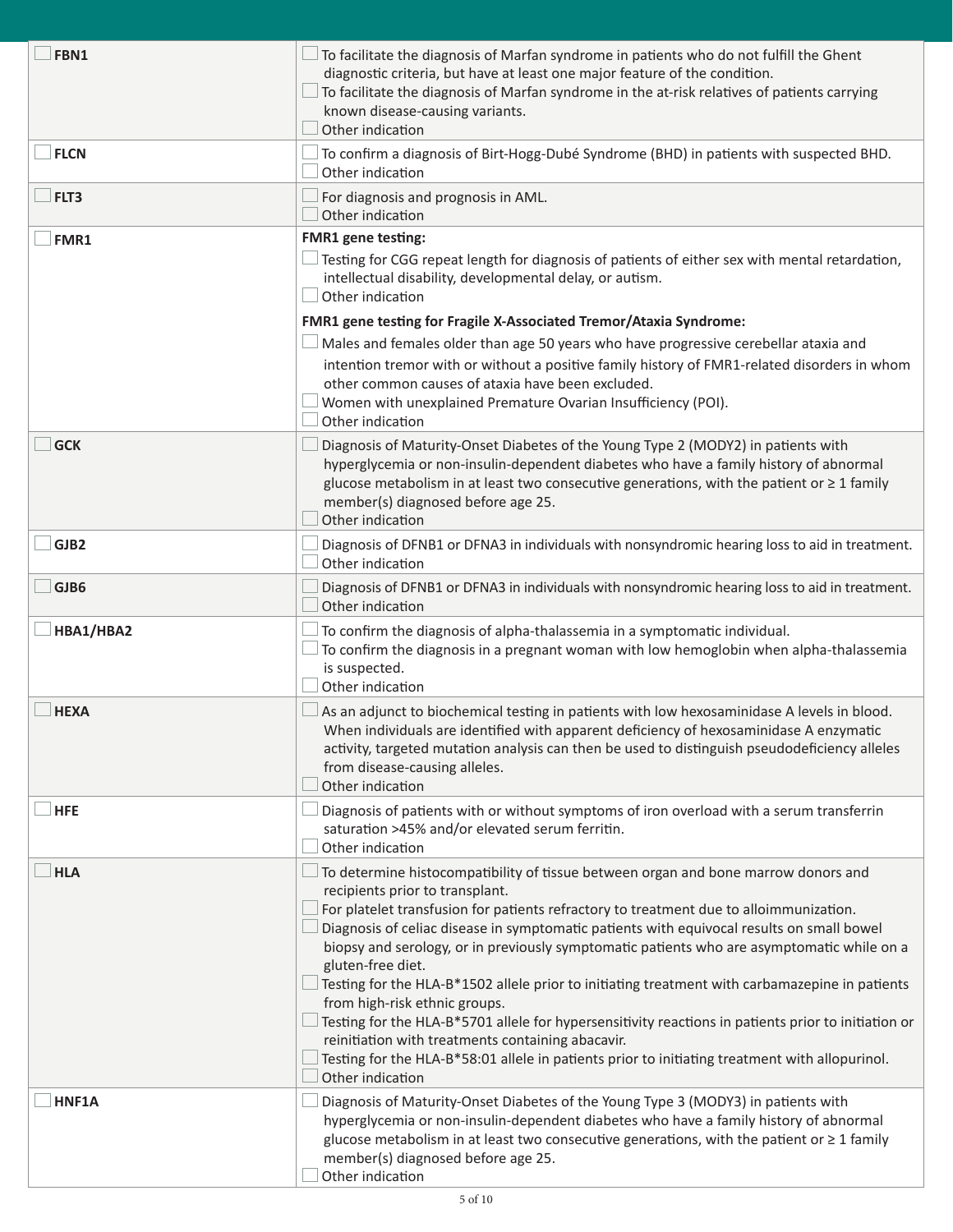| Gene | Indication |
|---|---|
| ☐ **FBN1** | ☐ To facilitate the diagnosis of Marfan syndrome in patients who do not fulfill the Ghent diagnostic criteria, but have at least one major feature of the condition.<br>☐ To facilitate the diagnosis of Marfan syndrome in the at-risk relatives of patients carrying known disease-causing variants.<br>☐ Other indication |
| ☐ **FLCN** | ☐ To confirm a diagnosis of Birt-Hogg-Dubé Syndrome (BHD) in patients with suspected BHD.<br>☐ Other indication |
| ☐ **FLT3** | ☐ For diagnosis and prognosis in AML.<br>☐ Other indication |
| ☐ **FMR1** | **FMR1 gene testing:**<br>☐ Testing for CGG repeat length for diagnosis of patients of either sex with mental retardation, intellectual disability, developmental delay, or autism.<br>☐ Other indication<br>**FMR1 gene testing for Fragile X-Associated Tremor/Ataxia Syndrome:**<br>☐ Males and females older than age 50 years who have progressive cerebellar ataxia and intention tremor with or without a positive family history of FMR1-related disorders in whom other common causes of ataxia have been excluded.<br>☐ Women with unexplained Premature Ovarian Insufficiency (POI).<br>☐ Other indication |
| ☐ **GCK** | ☐ Diagnosis of Maturity-Onset Diabetes of the Young Type 2 (MODY2) in patients with hyperglycemia or non-insulin-dependent diabetes who have a family history of abnormal glucose metabolism in at least two consecutive generations, with the patient or ≥ 1 family member(s) diagnosed before age 25.<br>☐ Other indication |
| ☐ **GJB2** | ☐ Diagnosis of DFNB1 or DFNA3 in individuals with nonsyndromic hearing loss to aid in treatment.<br>☐ Other indication |
| ☐ **GJB6** | ☐ Diagnosis of DFNB1 or DFNA3 in individuals with nonsyndromic hearing loss to aid in treatment.<br>☐ Other indication |
| ☐ **HBA1/HBA2** | ☐ To confirm the diagnosis of alpha-thalassemia in a symptomatic individual.<br>☐ To confirm the diagnosis in a pregnant woman with low hemoglobin when alpha-thalassemia is suspected.<br>☐ Other indication |
| ☐ **HEXA** | ☐ As an adjunct to biochemical testing in patients with low hexosaminidase A levels in blood. When individuals are identified with apparent deficiency of hexosaminidase A enzymatic activity, targeted mutation analysis can then be used to distinguish pseudodeficiency alleles from disease-causing alleles.<br>☐ Other indication |
| ☐ **HFE** | ☐ Diagnosis of patients with or without symptoms of iron overload with a serum transferrin saturation >45% and/or elevated serum ferritin.<br>☐ Other indication |
| ☐ **HLA** | ☐ To determine histocompatibility of tissue between organ and bone marrow donors and recipients prior to transplant.<br>☐ For platelet transfusion for patients refractory to treatment due to alloimmunization.<br>☐ Diagnosis of celiac disease in symptomatic patients with equivocal results on small bowel biopsy and serology, or in previously symptomatic patients who are asymptomatic while on a gluten-free diet.<br>☐ Testing for the HLA-B*1502 allele prior to initiating treatment with carbamazepine in patients from high-risk ethnic groups.<br>☐ Testing for the HLA-B*5701 allele for hypersensitivity reactions in patients prior to initiation or reinitiation with treatments containing abacavir.<br>☐ Testing for the HLA-B*58:01 allele in patients prior to initiating treatment with allopurinol.<br>☐ Other indication |
| ☐ **HNF1A** | ☐ Diagnosis of Maturity-Onset Diabetes of the Young Type 3 (MODY3) in patients with hyperglycemia or non-insulin-dependent diabetes who have a family history of abnormal glucose metabolism in at least two consecutive generations, with the patient or ≥ 1 family member(s) diagnosed before age 25.<br>☐ Other indication |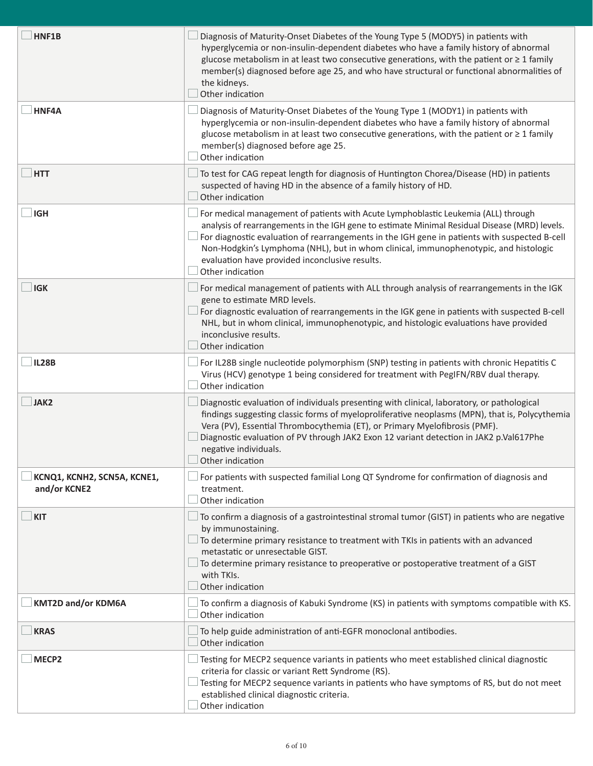| Gene | Indication |
|---|---|
| ☐ **HNF1B** | ☐ Diagnosis of Maturity-Onset Diabetes of the Young Type 5 (MODY5) in patients with hyperglycemia or non-insulin-dependent diabetes who have a family history of abnormal glucose metabolism in at least two consecutive generations, with the patient or ≥ 1 family member(s) diagnosed before age 25, and who have structural or functional abnormalities of the kidneys.<br>☐ Other indication |
| ☐ **HNF4A** | ☐ Diagnosis of Maturity-Onset Diabetes of the Young Type 1 (MODY1) in patients with hyperglycemia or non-insulin-dependent diabetes who have a family history of abnormal glucose metabolism in at least two consecutive generations, with the patient or ≥ 1 family member(s) diagnosed before age 25.<br>☐ Other indication |
| ☐ **HTT** | ☐ To test for CAG repeat length for diagnosis of Huntington Chorea/Disease (HD) in patients suspected of having HD in the absence of a family history of HD.<br>☐ Other indication |
| ☐ **IGH** | ☐ For medical management of patients with Acute Lymphoblastic Leukemia (ALL) through analysis of rearrangements in the IGH gene to estimate Minimal Residual Disease (MRD) levels.<br>☐ For diagnostic evaluation of rearrangements in the IGH gene in patients with suspected B-cell Non-Hodgkin's Lymphoma (NHL), but in whom clinical, immunophenotypic, and histologic evaluation have provided inconclusive results.<br>☐ Other indication |
| ☐ **IGK** | ☐ For medical management of patients with ALL through analysis of rearrangements in the IGK gene to estimate MRD levels.<br>☐ For diagnostic evaluation of rearrangements in the IGK gene in patients with suspected B-cell NHL, but in whom clinical, immunophenotypic, and histologic evaluations have provided inconclusive results.<br>☐ Other indication |
| ☐ **IL28B** | ☐ For IL28B single nucleotide polymorphism (SNP) testing in patients with chronic Hepatitis C Virus (HCV) genotype 1 being considered for treatment with PegIFN/RBV dual therapy.<br>☐ Other indication |
| ☐ **JAK2** | ☐ Diagnostic evaluation of individuals presenting with clinical, laboratory, or pathological findings suggesting classic forms of myeloproliferative neoplasms (MPN), that is, Polycythemia Vera (PV), Essential Thrombocythemia (ET), or Primary Myelofibrosis (PMF).<br>☐ Diagnostic evaluation of PV through JAK2 Exon 12 variant detection in JAK2 p.Val617Phe negative individuals.<br>☐ Other indication |
| ☐ **KCNQ1, KCNH2, SCN5A, KCNE1, and/or KCNE2** | ☐ For patients with suspected familial Long QT Syndrome for confirmation of diagnosis and treatment.<br>☐ Other indication |
| ☐ **KIT** | ☐ To confirm a diagnosis of a gastrointestinal stromal tumor (GIST) in patients who are negative by immunostaining.<br>☐ To determine primary resistance to treatment with TKIs in patients with an advanced metastatic or unresectable GIST.<br>☐ To determine primary resistance to preoperative or postoperative treatment of a GIST with TKIs.<br>☐ Other indication |
| ☐ **KMT2D and/or KDM6A** | ☐ To confirm a diagnosis of Kabuki Syndrome (KS) in patients with symptoms compatible with KS.<br>☐ Other indication |
| ☐ **KRAS** | ☐ To help guide administration of anti-EGFR monoclonal antibodies.<br>☐ Other indication |
| ☐ **MECP2** | ☐ Testing for MECP2 sequence variants in patients who meet established clinical diagnostic criteria for classic or variant Rett Syndrome (RS).<br>☐ Testing for MECP2 sequence variants in patients who have symptoms of RS, but do not meet established clinical diagnostic criteria.<br>☐ Other indication |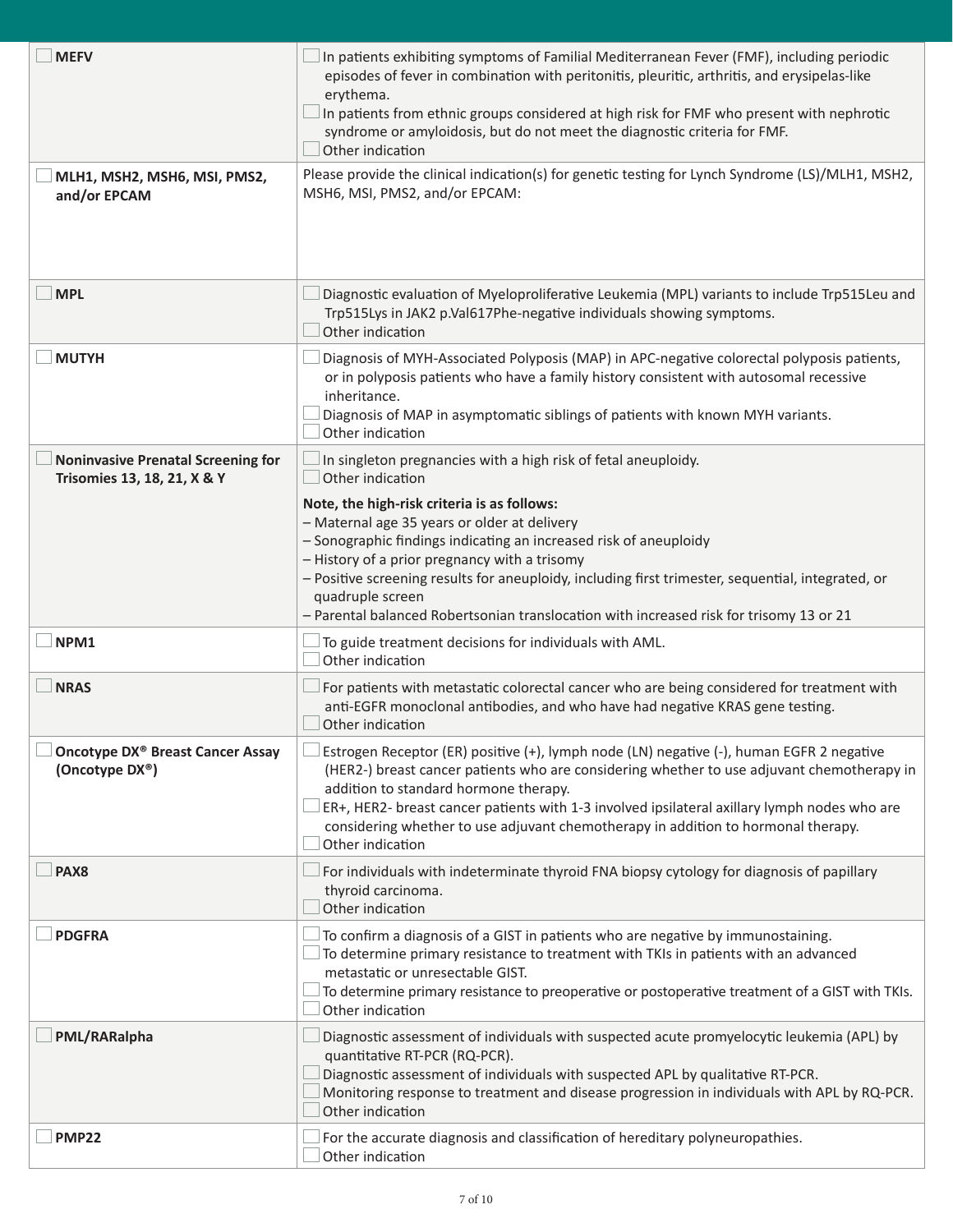| Test | Indication |
|---|---|
| ☐ **MEFV** | ☐ In patients exhibiting symptoms of Familial Mediterranean Fever (FMF), including periodic episodes of fever in combination with peritonitis, pleuritic, arthritis, and erysipelas-like erythema.<br>☐ In patients from ethnic groups considered at high risk for FMF who present with nephrotic syndrome or amyloidosis, but do not meet the diagnostic criteria for FMF.<br>☐ Other indication |
| ☐ **MLH1, MSH2, MSH6, MSI, PMS2, and/or EPCAM** | Please provide the clinical indication(s) for genetic testing for Lynch Syndrome (LS)/MLH1, MSH2, MSH6, MSI, PMS2, and/or EPCAM: |
| ☐ **MPL** | ☐ Diagnostic evaluation of Myeloproliferative Leukemia (MPL) variants to include Trp515Leu and Trp515Lys in JAK2 p.Val617Phe-negative individuals showing symptoms.<br>☐ Other indication |
| ☐ **MUTYH** | ☐ Diagnosis of MYH-Associated Polyposis (MAP) in APC-negative colorectal polyposis patients, or in polyposis patients who have a family history consistent with autosomal recessive inheritance.<br>☐ Diagnosis of MAP in asymptomatic siblings of patients with known MYH variants.<br>☐ Other indication |
| ☐ **Noninvasive Prenatal Screening for Trisomies 13, 18, 21, X & Y** | ☐ In singleton pregnancies with a high risk of fetal aneuploidy.<br>☐ Other indication<br><br>**Note, the high-risk criteria is as follows:**<br>– Maternal age 35 years or older at delivery<br>– Sonographic findings indicating an increased risk of aneuploidy<br>– History of a prior pregnancy with a trisomy<br>– Positive screening results for aneuploidy, including first trimester, sequential, integrated, or quadruple screen<br>– Parental balanced Robertsonian translocation with increased risk for trisomy 13 or 21 |
| ☐ **NPM1** | ☐ To guide treatment decisions for individuals with AML.<br>☐ Other indication |
| ☐ **NRAS** | ☐ For patients with metastatic colorectal cancer who are being considered for treatment with anti-EGFR monoclonal antibodies, and who have had negative KRAS gene testing.<br>☐ Other indication |
| ☐ **Oncotype DX® Breast Cancer Assay (Oncotype DX®)** | ☐ Estrogen Receptor (ER) positive (+), lymph node (LN) negative (-), human EGFR 2 negative (HER2-) breast cancer patients who are considering whether to use adjuvant chemotherapy in addition to standard hormone therapy.<br>☐ ER+, HER2- breast cancer patients with 1-3 involved ipsilateral axillary lymph nodes who are considering whether to use adjuvant chemotherapy in addition to hormonal therapy.<br>☐ Other indication |
| ☐ **PAX8** | ☐ For individuals with indeterminate thyroid FNA biopsy cytology for diagnosis of papillary thyroid carcinoma.<br>☐ Other indication |
| ☐ **PDGFRA** | ☐ To confirm a diagnosis of a GIST in patients who are negative by immunostaining.<br>☐ To determine primary resistance to treatment with TKIs in patients with an advanced metastatic or unresectable GIST.<br>☐ To determine primary resistance to preoperative or postoperative treatment of a GIST with TKIs.<br>☐ Other indication |
| ☐ **PML/RARalpha** | ☐ Diagnostic assessment of individuals with suspected acute promyelocytic leukemia (APL) by quantitative RT-PCR (RQ-PCR).<br>☐ Diagnostic assessment of individuals with suspected APL by qualitative RT-PCR.<br>☐ Monitoring response to treatment and disease progression in individuals with APL by RQ-PCR.<br>☐ Other indication |
| ☐ **PMP22** | ☐ For the accurate diagnosis and classification of hereditary polyneuropathies.<br>☐ Other indication |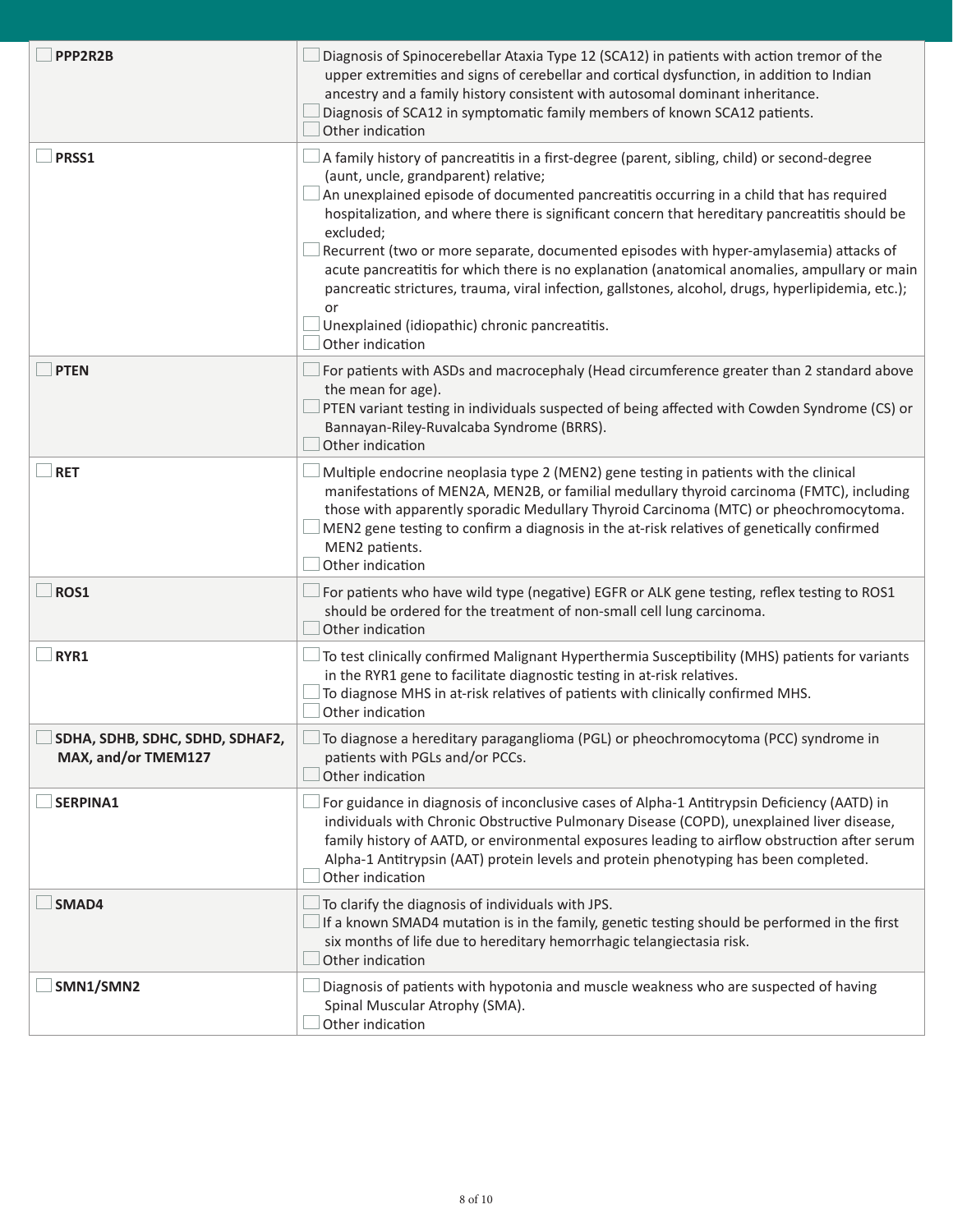| Gene | Indication |
|---|---|
| ☐ **PPP2R2B** | ☐ Diagnosis of Spinocerebellar Ataxia Type 12 (SCA12) in patients with action tremor of the upper extremities and signs of cerebellar and cortical dysfunction, in addition to Indian ancestry and a family history consistent with autosomal dominant inheritance.<br>☐ Diagnosis of SCA12 in symptomatic family members of known SCA12 patients.<br>☐ Other indication |
| ☐ **PRSS1** | ☐ A family history of pancreatitis in a first-degree (parent, sibling, child) or second-degree (aunt, uncle, grandparent) relative;<br>☐ An unexplained episode of documented pancreatitis occurring in a child that has required hospitalization, and where there is significant concern that hereditary pancreatitis should be excluded;<br>☐ Recurrent (two or more separate, documented episodes with hyper-amylasemia) attacks of acute pancreatitis for which there is no explanation (anatomical anomalies, ampullary or main pancreatic strictures, trauma, viral infection, gallstones, alcohol, drugs, hyperlipidemia, etc.); or<br>☐ Unexplained (idiopathic) chronic pancreatitis.<br>☐ Other indication |
| ☐ **PTEN** | ☐ For patients with ASDs and macrocephaly (Head circumference greater than 2 standard above the mean for age).<br>☐ PTEN variant testing in individuals suspected of being affected with Cowden Syndrome (CS) or Bannayan-Riley-Ruvalcaba Syndrome (BRRS).<br>☐ Other indication |
| ☐ **RET** | ☐ Multiple endocrine neoplasia type 2 (MEN2) gene testing in patients with the clinical manifestations of MEN2A, MEN2B, or familial medullary thyroid carcinoma (FMTC), including those with apparently sporadic Medullary Thyroid Carcinoma (MTC) or pheochromocytoma.<br>☐ MEN2 gene testing to confirm a diagnosis in the at-risk relatives of genetically confirmed MEN2 patients.<br>☐ Other indication |
| ☐ **ROS1** | ☐ For patients who have wild type (negative) EGFR or ALK gene testing, reflex testing to ROS1 should be ordered for the treatment of non-small cell lung carcinoma.<br>☐ Other indication |
| ☐ **RYR1** | ☐ To test clinically confirmed Malignant Hyperthermia Susceptibility (MHS) patients for variants in the RYR1 gene to facilitate diagnostic testing in at-risk relatives.<br>☐ To diagnose MHS in at-risk relatives of patients with clinically confirmed MHS.<br>☐ Other indication |
| ☐ **SDHA, SDHB, SDHC, SDHD, SDHAF2, MAX, and/or TMEM127** | ☐ To diagnose a hereditary paraganglioma (PGL) or pheochromocytoma (PCC) syndrome in patients with PGLs and/or PCCs.<br>☐ Other indication |
| ☐ **SERPINA1** | ☐ For guidance in diagnosis of inconclusive cases of Alpha-1 Antitrypsin Deficiency (AATD) in individuals with Chronic Obstructive Pulmonary Disease (COPD), unexplained liver disease, family history of AATD, or environmental exposures leading to airflow obstruction after serum Alpha-1 Antitrypsin (AAT) protein levels and protein phenotyping has been completed.<br>☐ Other indication |
| ☐ **SMAD4** | ☐ To clarify the diagnosis of individuals with JPS.<br>☐ If a known SMAD4 mutation is in the family, genetic testing should be performed in the first six months of life due to hereditary hemorrhagic telangiectasia risk.<br>☐ Other indication |
| ☐ **SMN1/SMN2** | ☐ Diagnosis of patients with hypotonia and muscle weakness who are suspected of having Spinal Muscular Atrophy (SMA).<br>☐ Other indication |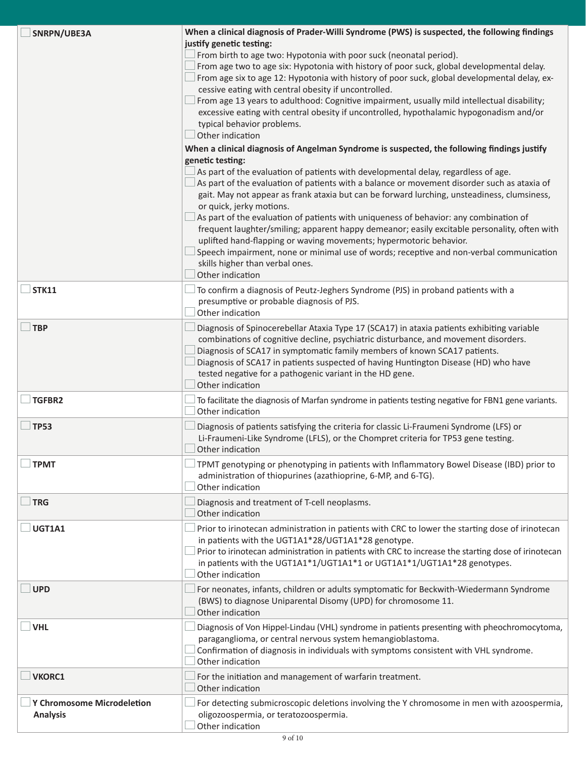| Test | Indication |
|---|---|
| ☐ **SNRPN/UBE3A** | **When a clinical diagnosis of Prader-Willi Syndrome (PWS) is suspected, the following findings justify genetic testing:**<br>☐ From birth to age two: Hypotonia with poor suck (neonatal period).<br>☐ From age two to age six: Hypotonia with history of poor suck, global developmental delay.<br>☐ From age six to age 12: Hypotonia with history of poor suck, global developmental delay, excessive eating with central obesity if uncontrolled.<br>☐ From age 13 years to adulthood: Cognitive impairment, usually mild intellectual disability; excessive eating with central obesity if uncontrolled, hypothalamic hypogonadism and/or typical behavior problems.<br>☐ Other indication<br>**When a clinical diagnosis of Angelman Syndrome is suspected, the following findings justify genetic testing:**<br>☐ As part of the evaluation of patients with developmental delay, regardless of age.<br>☐ As part of the evaluation of patients with a balance or movement disorder such as ataxia of gait. May not appear as frank ataxia but can be forward lurching, unsteadiness, clumsiness, or quick, jerky motions.<br>☐ As part of the evaluation of patients with uniqueness of behavior: any combination of frequent laughter/smiling; apparent happy demeanor; easily excitable personality, often with uplifted hand-flapping or waving movements; hypermotoric behavior.<br>☐ Speech impairment, none or minimal use of words; receptive and non-verbal communication skills higher than verbal ones.<br>☐ Other indication |
| ☐ **STK11** | ☐ To confirm a diagnosis of Peutz-Jeghers Syndrome (PJS) in proband patients with a presumptive or probable diagnosis of PJS.<br>☐ Other indication |
| ☐ **TBP** | ☐ Diagnosis of Spinocerebellar Ataxia Type 17 (SCA17) in ataxia patients exhibiting variable combinations of cognitive decline, psychiatric disturbance, and movement disorders.<br>☐ Diagnosis of SCA17 in symptomatic family members of known SCA17 patients.<br>☐ Diagnosis of SCA17 in patients suspected of having Huntington Disease (HD) who have tested negative for a pathogenic variant in the HD gene.<br>☐ Other indication |
| ☐ **TGFBR2** | ☐ To facilitate the diagnosis of Marfan syndrome in patients testing negative for FBN1 gene variants.<br>☐ Other indication |
| ☐ **TP53** | ☐ Diagnosis of patients satisfying the criteria for classic Li-Fraumeni Syndrome (LFS) or Li-Fraumeni-Like Syndrome (LFLS), or the Chompret criteria for TP53 gene testing.<br>☐ Other indication |
| ☐ **TPMT** | ☐ TPMT genotyping or phenotyping in patients with Inflammatory Bowel Disease (IBD) prior to administration of thiopurines (azathioprine, 6-MP, and 6-TG).<br>☐ Other indication |
| ☐ **TRG** | ☐ Diagnosis and treatment of T-cell neoplasms.<br>☐ Other indication |
| ☐ **UGT1A1** | ☐ Prior to irinotecan administration in patients with CRC to lower the starting dose of irinotecan in patients with the UGT1A1*28/UGT1A1*28 genotype.<br>☐ Prior to irinotecan administration in patients with CRC to increase the starting dose of irinotecan in patients with the UGT1A1*1/UGT1A1*1 or UGT1A1*1/UGT1A1*28 genotypes.<br>☐ Other indication |
| ☐ **UPD** | ☐ For neonates, infants, children or adults symptomatic for Beckwith-Wiedermann Syndrome (BWS) to diagnose Uniparental Disomy (UPD) for chromosome 11.<br>☐ Other indication |
| ☐ **VHL** | ☐ Diagnosis of Von Hippel-Lindau (VHL) syndrome in patients presenting with pheochromocytoma, paraganglioma, or central nervous system hemangioblastoma.<br>☐ Confirmation of diagnosis in individuals with symptoms consistent with VHL syndrome.<br>☐ Other indication |
| ☐ **VKORC1** | ☐ For the initiation and management of warfarin treatment.<br>☐ Other indication |
| ☐ **Y Chromosome Microdeletion Analysis** | ☐ For detecting submicroscopic deletions involving the Y chromosome in men with azoospermia, oligozoospermia, or teratozoospermia.<br>☐ Other indication |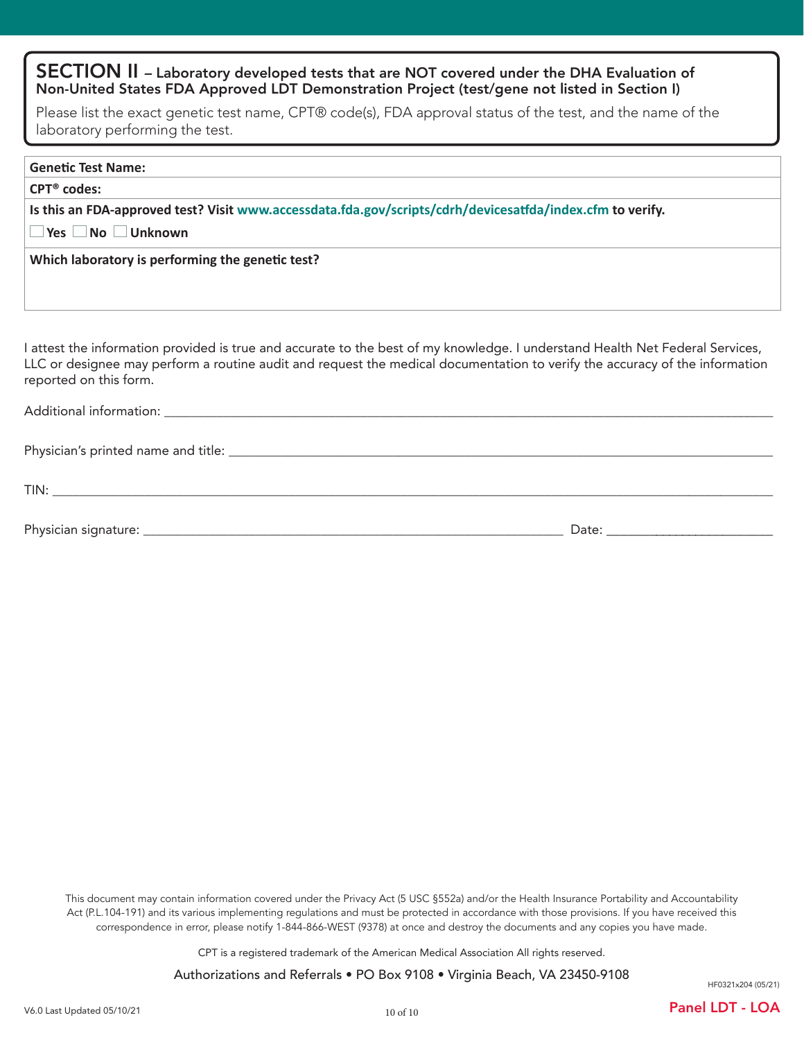## SECTION II – Laboratory developed tests that are NOT covered under the DHA Evaluation of Non-United States FDA Approved LDT Demonstration Project (test/gene not listed in Section I)

Please list the exact genetic test name, CPT® code(s), FDA approval status of the test, and the name of the laboratory performing the test.

**Genetic Test Name:**

**CPT® codes:**

**Is this an FDA-approved test? Visit www.accessdata.fda.gov/scripts/cdrh/devicesatfda/index.cfm to verify.**

☐ **Yes** ☐ **No** ☐ **Unknown**

**Which laboratory is performing the genetic test?**

I attest the information provided is true and accurate to the best of my knowledge. I understand Health Net Federal Services, LLC or designee may perform a routine audit and request the medical documentation to verify the accuracy of the information reported on this form.

Additional information: ______________________________________________

Physician's printed name and title: ______________________________________________

TIN: ______________________________________________

Physician signature: ______________________________ Date: ____________

This document may contain information covered under the Privacy Act (5 USC §552a) and/or the Health Insurance Portability and Accountability Act (P.L.104-191) and its various implementing regulations and must be protected in accordance with those provisions. If you have received this correspondence in error, please notify 1-844-866-WEST (9378) at once and destroy the documents and any copies you have made.

CPT is a registered trademark of the American Medical Association All rights reserved.

Authorizations and Referrals • PO Box 9108 • Virginia Beach, VA 23450-9108

HF0321x204 (05/21)

V6.0 Last Updated 05/10/21

Panel LDT - LOA